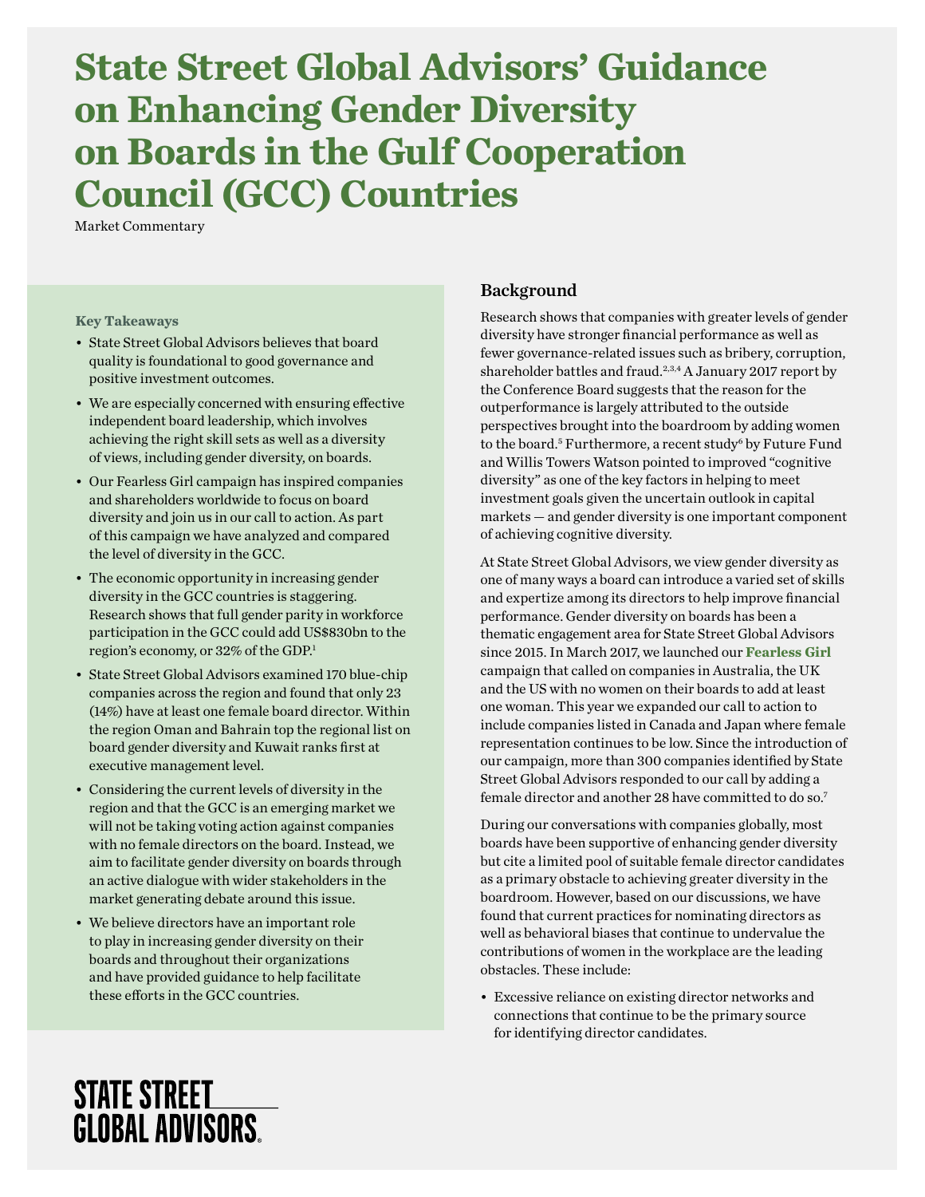# State Street Global Advisors' Guidance on Enhancing Gender Diversity on Boards in the Gulf Cooperation Council (GCC) Countries

Market Commentary

**Key Takeaways**

- State Street Global Advisors believes that board quality is foundational to good governance and positive investment outcomes.
- We are especially concerned with ensuring effective independent board leadership, which involves achieving the right skill sets as well as a diversity of views, including gender diversity, on boards.
- Our Fearless Girl campaign has inspired companies and shareholders worldwide to focus on board diversity and join us in our call to action. As part of this campaign we have analyzed and compared the level of diversity in the GCC.
- The economic opportunity in increasing gender diversity in the GCC countries is staggering. Research shows that full gender parity in workforce participation in the GCC could add US$830bn to the region's economy, or 32% of the GDP.[1]
- State Street Global Advisors examined 170 blue-chip companies across the region and found that only 23 (14%) have at least one female board director. Within the region Oman and Bahrain top the regional list on board gender diversity and Kuwait ranks first at executive management level.
- Considering the current levels of diversity in the region and that the GCC is an emerging market we will not be taking voting action against companies with no female directors on the board. Instead, we aim to facilitate gender diversity on boards through an active dialogue with wider stakeholders in the market generating debate around this issue.
- We believe directors have an important role to play in increasing gender diversity on their boards and throughout their organizations and have provided guidance to help facilitate these efforts in the GCC countries.

## Background

Research shows that companies with greater levels of gender diversity have stronger financial performance as well as fewer governance-related issues such as bribery, corruption, shareholder battles and fraud.[2,3,4] A January 2017 report by the Conference Board suggests that the reason for the outperformance is largely attributed to the outside perspectives brought into the boardroom by adding women to the board.[5] Furthermore, a recent study[6] by Future Fund and Willis Towers Watson pointed to improved "cognitive diversity" as one of the key factors in helping to meet investment goals given the uncertain outlook in capital markets — and gender diversity is one important component of achieving cognitive diversity.

At State Street Global Advisors, we view gender diversity as one of many ways a board can introduce a varied set of skills and expertize among its directors to help improve financial performance. Gender diversity on boards has been a thematic engagement area for State Street Global Advisors since 2015. In March 2017, we launched our **Fearless Girl** campaign that called on companies in Australia, the UK and the US with no women on their boards to add at least one woman. This year we expanded our call to action to include companies listed in Canada and Japan where female representation continues to be low. Since the introduction of our campaign, more than 300 companies identified by State Street Global Advisors responded to our call by adding a female director and another 28 have committed to do so.[7]

During our conversations with companies globally, most boards have been supportive of enhancing gender diversity but cite a limited pool of suitable female director candidates as a primary obstacle to achieving greater diversity in the boardroom. However, based on our discussions, we have found that current practices for nominating directors as well as behavioral biases that continue to undervalue the contributions of women in the workplace are the leading obstacles. These include:

- Excessive reliance on existing director networks and connections that continue to be the primary source for identifying director candidates.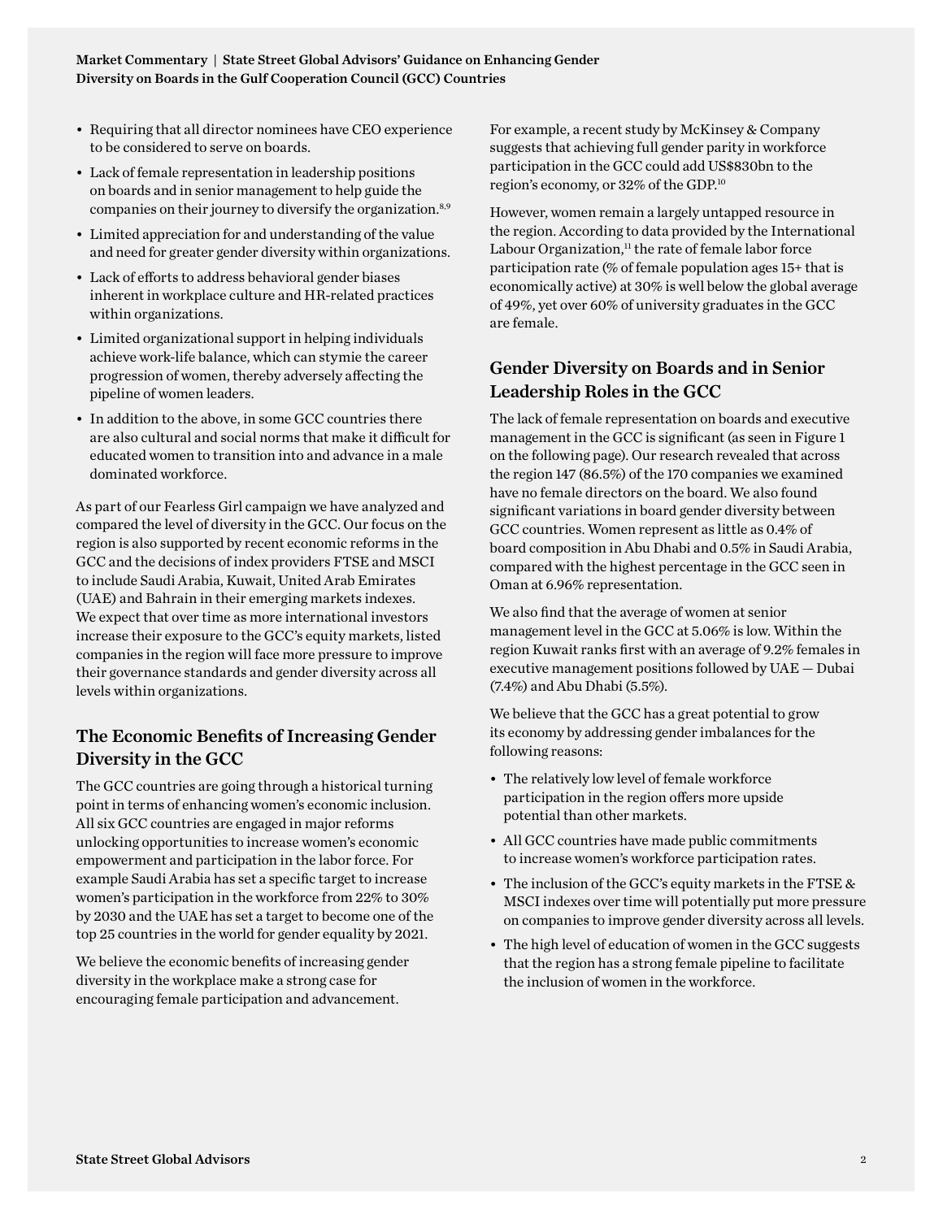- Requiring that all director nominees have CEO experience to be considered to serve on boards.
- Lack of female representation in leadership positions on boards and in senior management to help guide the companies on their journey to diversify the organization.[8,9]
- Limited appreciation for and understanding of the value and need for greater gender diversity within organizations.
- Lack of efforts to address behavioral gender biases inherent in workplace culture and HR-related practices within organizations.
- Limited organizational support in helping individuals achieve work-life balance, which can stymie the career progression of women, thereby adversely affecting the pipeline of women leaders.
- In addition to the above, in some GCC countries there are also cultural and social norms that make it difficult for educated women to transition into and advance in a male dominated workforce.

As part of our Fearless Girl campaign we have analyzed and compared the level of diversity in the GCC. Our focus on the region is also supported by recent economic reforms in the GCC and the decisions of index providers FTSE and MSCI to include Saudi Arabia, Kuwait, United Arab Emirates (UAE) and Bahrain in their emerging markets indexes. We expect that over time as more international investors increase their exposure to the GCC's equity markets, listed companies in the region will face more pressure to improve their governance standards and gender diversity across all levels within organizations.

## The Economic Benefits of Increasing Gender Diversity in the GCC

The GCC countries are going through a historical turning point in terms of enhancing women's economic inclusion. All six GCC countries are engaged in major reforms unlocking opportunities to increase women's economic empowerment and participation in the labor force. For example Saudi Arabia has set a specific target to increase women's participation in the workforce from 22% to 30% by 2030 and the UAE has set a target to become one of the top 25 countries in the world for gender equality by 2021.

We believe the economic benefits of increasing gender diversity in the workplace make a strong case for encouraging female participation and advancement.

For example, a recent study by McKinsey & Company suggests that achieving full gender parity in workforce participation in the GCC could add US$830bn to the region's economy, or 32% of the GDP.[10]

However, women remain a largely untapped resource in the region. According to data provided by the International Labour Organization,[11] the rate of female labor force participation rate (% of female population ages 15+ that is economically active) at 30% is well below the global average of 49%, yet over 60% of university graduates in the GCC are female.

## Gender Diversity on Boards and in Senior Leadership Roles in the GCC

The lack of female representation on boards and executive management in the GCC is significant (as seen in Figure 1 on the following page). Our research revealed that across the region 147 (86.5%) of the 170 companies we examined have no female directors on the board. We also found significant variations in board gender diversity between GCC countries. Women represent as little as 0.4% of board composition in Abu Dhabi and 0.5% in Saudi Arabia, compared with the highest percentage in the GCC seen in Oman at 6.96% representation.

We also find that the average of women at senior management level in the GCC at 5.06% is low. Within the region Kuwait ranks first with an average of 9.2% females in executive management positions followed by UAE — Dubai (7.4%) and Abu Dhabi (5.5%).

We believe that the GCC has a great potential to grow its economy by addressing gender imbalances for the following reasons:

- The relatively low level of female workforce participation in the region offers more upside potential than other markets.
- All GCC countries have made public commitments to increase women's workforce participation rates.
- The inclusion of the GCC's equity markets in the FTSE & MSCI indexes over time will potentially put more pressure on companies to improve gender diversity across all levels.
- The high level of education of women in the GCC suggests that the region has a strong female pipeline to facilitate the inclusion of women in the workforce.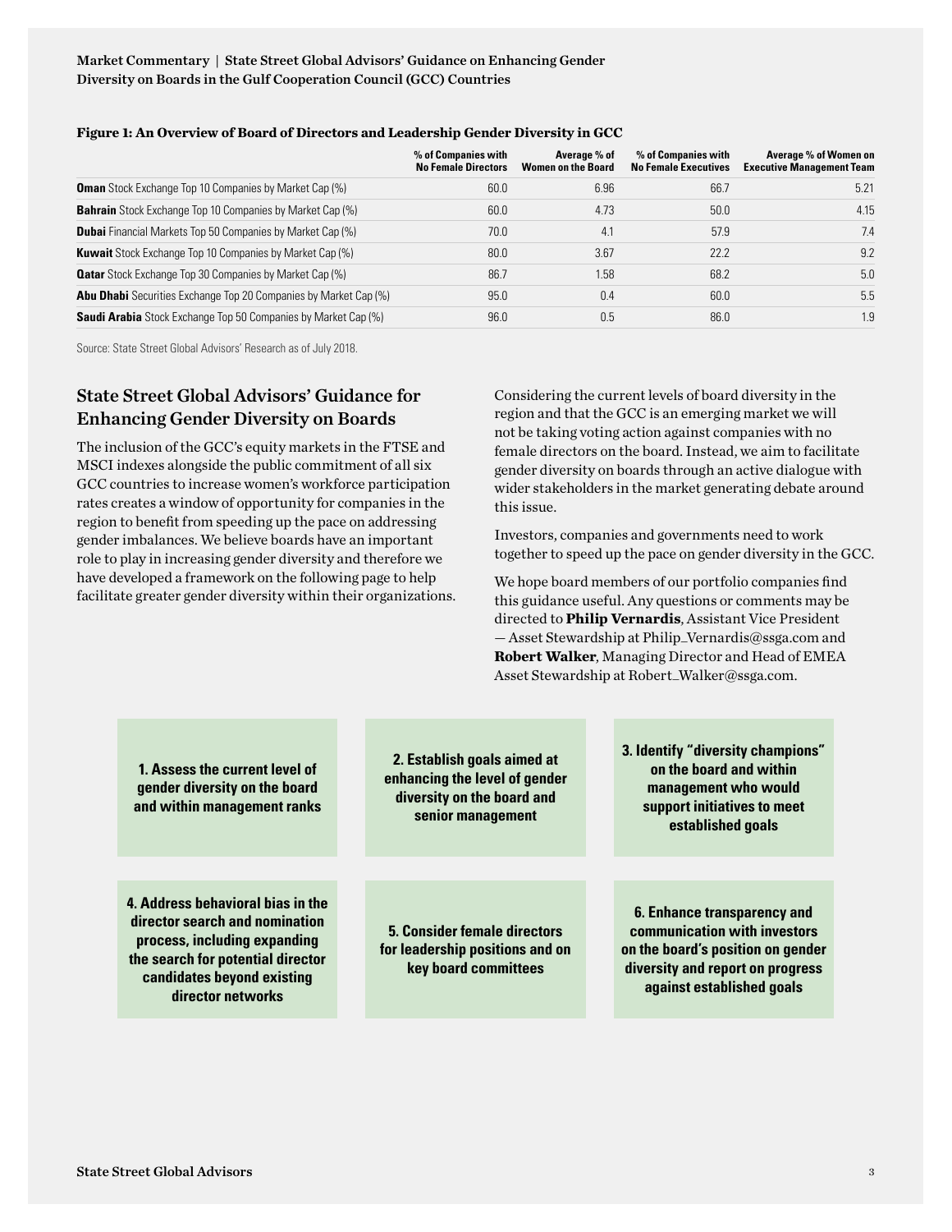**Figure 1: An Overview of Board of Directors and Leadership Gender Diversity in GCC**

| | % of Companies with No Female Directors | Average % of Women on the Board | % of Companies with No Female Executives | Average % of Women on Executive Management Team |
|---|---|---|---|---|
| **Oman** Stock Exchange Top 10 Companies by Market Cap (%) | 60.0 | 6.96 | 66.7 | 5.21 |
| **Bahrain** Stock Exchange Top 10 Companies by Market Cap (%) | 60.0 | 4.73 | 50.0 | 4.15 |
| **Dubai** Financial Markets Top 50 Companies by Market Cap (%) | 70.0 | 4.1 | 57.9 | 7.4 |
| **Kuwait** Stock Exchange Top 10 Companies by Market Cap (%) | 80.0 | 3.67 | 22.2 | 9.2 |
| **Qatar** Stock Exchange Top 30 Companies by Market Cap (%) | 86.7 | 1.58 | 68.2 | 5.0 |
| **Abu Dhabi** Securities Exchange Top 20 Companies by Market Cap (%) | 95.0 | 0.4 | 60.0 | 5.5 |
| **Saudi Arabia** Stock Exchange Top 50 Companies by Market Cap (%) | 96.0 | 0.5 | 86.0 | 1.9 |

Source: State Street Global Advisors' Research as of July 2018.

## State Street Global Advisors' Guidance for Enhancing Gender Diversity on Boards

The inclusion of the GCC's equity markets in the FTSE and MSCI indexes alongside the public commitment of all six GCC countries to increase women's workforce participation rates creates a window of opportunity for companies in the region to benefit from speeding up the pace on addressing gender imbalances. We believe boards have an important role to play in increasing gender diversity and therefore we have developed a framework on the following page to help facilitate greater gender diversity within their organizations.

Considering the current levels of board diversity in the region and that the GCC is an emerging market we will not be taking voting action against companies with no female directors on the board. Instead, we aim to facilitate gender diversity on boards through an active dialogue with wider stakeholders in the market generating debate around this issue.

Investors, companies and governments need to work together to speed up the pace on gender diversity in the GCC.

We hope board members of our portfolio companies find this guidance useful. Any questions or comments may be directed to **Philip Vernardis**, Assistant Vice President — Asset Stewardship at Philip_Vernardis@ssga.com and **Robert Walker**, Managing Director and Head of EMEA Asset Stewardship at Robert_Walker@ssga.com.

**1. Assess the current level of gender diversity on the board and within management ranks**

**2. Establish goals aimed at enhancing the level of gender diversity on the board and senior management**

**3. Identify "diversity champions" on the board and within management who would support initiatives to meet established goals**

**4. Address behavioral bias in the director search and nomination process, including expanding the search for potential director candidates beyond existing director networks**

**5. Consider female directors for leadership positions and on key board committees**

**6. Enhance transparency and communication with investors on the board's position on gender diversity and report on progress against established goals**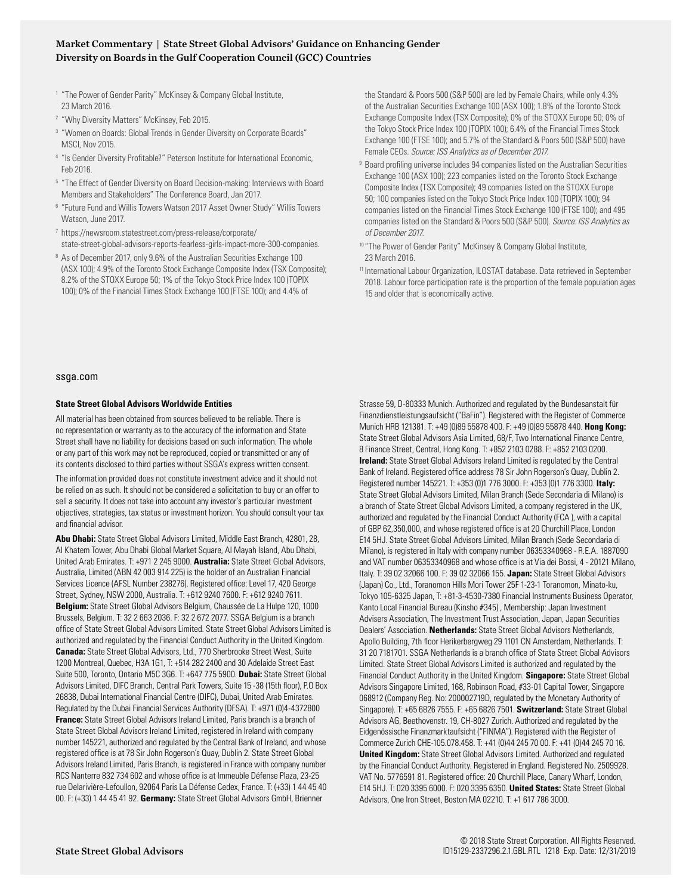1. "The Power of Gender Parity" McKinsey & Company Global Institute, 23 March 2016.
2. "Why Diversity Matters" McKinsey, Feb 2015.
3. "Women on Boards: Global Trends in Gender Diversity on Corporate Boards" MSCI, Nov 2015.
4. "Is Gender Diversity Profitable?" Peterson Institute for International Economic, Feb 2016.
5. "The Effect of Gender Diversity on Board Decision-making: Interviews with Board Members and Stakeholders" The Conference Board, Jan 2017.
6. "Future Fund and Willis Towers Watson 2017 Asset Owner Study" Willis Towers Watson, June 2017.
7. https://newsroom.statestreet.com/press-release/corporate/state-street-global-advisors-reports-fearless-girls-impact-more-300-companies.
8. As of December 2017, only 9.6% of the Australian Securities Exchange 100 (ASX 100); 4.9% of the Toronto Stock Exchange Composite Index (TSX Composite); 8.2% of the STOXX Europe 50; 1% of the Tokyo Stock Price Index 100 (TOPIX 100); 0% of the Financial Times Stock Exchange 100 (FTSE 100); and 4.4% of the Standard & Poors 500 (S&P 500) are led by Female Chairs, while only 4.3% of the Australian Securities Exchange 100 (ASX 100); 1.8% of the Toronto Stock Exchange Composite Index (TSX Composite); 0% of the STOXX Europe 50; 0% of the Tokyo Stock Price Index 100 (TOPIX 100); 6.4% of the Financial Times Stock Exchange 100 (FTSE 100); and 5.7% of the Standard & Poors 500 (S&P 500) have Female CEOs. *Source: ISS Analytics as of December 2017.*
9. Board profiling universe includes 94 companies listed on the Australian Securities Exchange 100 (ASX 100); 223 companies listed on the Toronto Stock Exchange Composite Index (TSX Composite); 49 companies listed on the STOXX Europe 50; 100 companies listed on the Tokyo Stock Price Index 100 (TOPIX 100); 94 companies listed on the Financial Times Stock Exchange 100 (FTSE 100); and 495 companies listed on the Standard & Poors 500 (S&P 500). *Source: ISS Analytics as of December 2017.*
10. "The Power of Gender Parity" McKinsey & Company Global Institute, 23 March 2016.
11. International Labour Organization, ILOSTAT database. Data retrieved in September 2018. Labour force participation rate is the proportion of the female population ages 15 and older that is economically active.

ssga.com

**State Street Global Advisors Worldwide Entities**

All material has been obtained from sources believed to be reliable. There is no representation or warranty as to the accuracy of the information and State Street shall have no liability for decisions based on such information. The whole or any part of this work may not be reproduced, copied or transmitted or any of its contents disclosed to third parties without SSGA's express written consent.

The information provided does not constitute investment advice and it should not be relied on as such. It should not be considered a solicitation to buy or an offer to sell a security. It does not take into account any investor's particular investment objectives, strategies, tax status or investment horizon. You should consult your tax and financial advisor.

**Abu Dhabi:** State Street Global Advisors Limited, Middle East Branch, 42801, 28, Al Khatem Tower, Abu Dhabi Global Market Square, Al Mayah Island, Abu Dhabi, United Arab Emirates. T: +971 2 245 9000. **Australia:** State Street Global Advisors, Australia, Limited (ABN 42 003 914 225) is the holder of an Australian Financial Services Licence (AFSL Number 238276). Registered office: Level 17, 420 George Street, Sydney, NSW 2000, Australia. T: +612 9240 7600. F: +612 9240 7611. **Belgium:** State Street Global Advisors Belgium, Chaussée de La Hulpe 120, 1000 Brussels, Belgium. T: 32 2 663 2036. F: 32 2 672 2077. SSGA Belgium is a branch office of State Street Global Advisors Limited. State Street Global Advisors Limited is authorized and regulated by the Financial Conduct Authority in the United Kingdom. **Canada:** State Street Global Advisors, Ltd., 770 Sherbrooke Street West, Suite 1200 Montreal, Quebec, H3A 1G1, T: +514 282 2400 and 30 Adelaide Street East Suite 500, Toronto, Ontario M5C 3G6. T: +647 775 5900. **Dubai:** State Street Global Advisors Limited, DIFC Branch, Central Park Towers, Suite 15 -38 (15th floor), P.O Box 26838, Dubai International Financial Centre (DIFC), Dubai, United Arab Emirates. Regulated by the Dubai Financial Services Authority (DFSA). T: +971 (0)4-4372800 **France:** State Street Global Advisors Ireland Limited, Paris branch is a branch of State Street Global Advisors Ireland Limited, registered in Ireland with company number 145221, authorized and regulated by the Central Bank of Ireland, and whose registered office is at 78 Sir John Rogerson's Quay, Dublin 2. State Street Global Advisors Ireland Limited, Paris Branch, is registered in France with company number RCS Nanterre 832 734 602 and whose office is at Immeuble Défense Plaza, 23-25 rue Delarivière-Lefoullon, 92064 Paris La Défense Cedex, France. T: (+33) 1 44 45 40 00. F: (+33) 1 44 45 41 92. **Germany:** State Street Global Advisors GmbH, Brienner Strasse 59, D-80333 Munich. Authorized and regulated by the Bundesanstalt für Finanzdienstleistungsaufsicht ("BaFin"). Registered with the Register of Commerce Munich HRB 121381. T: +49 (0)89 55878 400. F: +49 (0)89 55878 440. **Hong Kong:** State Street Global Advisors Asia Limited, 68/F, Two International Finance Centre, 8 Finance Street, Central, Hong Kong. T: +852 2103 0288. F: +852 2103 0200. **Ireland:** State Street Global Advisors Ireland Limited is regulated by the Central Bank of Ireland. Registered office address 78 Sir John Rogerson's Quay, Dublin 2. Registered number 145221. T: +353 (0)1 776 3000. F: +353 (0)1 776 3300. **Italy:** State Street Global Advisors Limited, Milan Branch (Sede Secondaria di Milano) is a branch of State Street Global Advisors Limited, a company registered in the UK, authorized and regulated by the Financial Conduct Authority (FCA ), with a capital of GBP 62,350,000, and whose registered office is at 20 Churchill Place, London E14 5HJ. State Street Global Advisors Limited, Milan Branch (Sede Secondaria di Milano), is registered in Italy with company number 06353340968 - R.E.A. 1887090 and VAT number 06353340968 and whose office is at Via dei Bossi, 4 - 20121 Milano, Italy. T: 39 02 32066 100. F: 39 02 32066 155. **Japan:** State Street Global Advisors (Japan) Co., Ltd., Toranomon Hills Mori Tower 25F 1-23-1 Toranomon, Minato-ku, Tokyo 105-6325 Japan, T: +81-3-4530-7380 Financial Instruments Business Operator, Kanto Local Financial Bureau (Kinsho #345) , Membership: Japan Investment Advisers Association, The Investment Trust Association, Japan, Japan Securities Dealers' Association. **Netherlands:** State Street Global Advisors Netherlands, Apollo Building, 7th floor Herikerbergweg 29 1101 CN Amsterdam, Netherlands. T: 31 20 7181701. SSGA Netherlands is a branch office of State Street Global Advisors Limited. State Street Global Advisors Limited is authorized and regulated by the Financial Conduct Authority in the United Kingdom. **Singapore:** State Street Global Advisors Singapore Limited, 168, Robinson Road, #33-01 Capital Tower, Singapore 068912 (Company Reg. No: 200002719D, regulated by the Monetary Authority of Singapore). T: +65 6826 7555. F: +65 6826 7501. **Switzerland:** State Street Global Advisors AG, Beethovenstr. 19, CH-8027 Zurich. Authorized and regulated by the Eidgenössische Finanzmarktaufsicht ("FINMA"). Registered with the Register of Commerce Zurich CHE-105.078.458. T: +41 (0)44 245 70 00. F: +41 (0)44 245 70 16. **United Kingdom:** State Street Global Advisors Limited. Authorized and regulated by the Financial Conduct Authority. Registered in England. Registered No. 2509928. VAT No. 5776591 81. Registered office: 20 Churchill Place, Canary Wharf, London, E14 5HJ. T: 020 3395 6000. F: 020 3395 6350. **United States:** State Street Global Advisors, One Iron Street, Boston MA 02210. T: +1 617 786 3000.

State Street Global Advisors

© 2018 State Street Corporation. All Rights Reserved.
ID15129-2337296.2.1.GBL.RTL 1218 Exp. Date: 12/31/2019